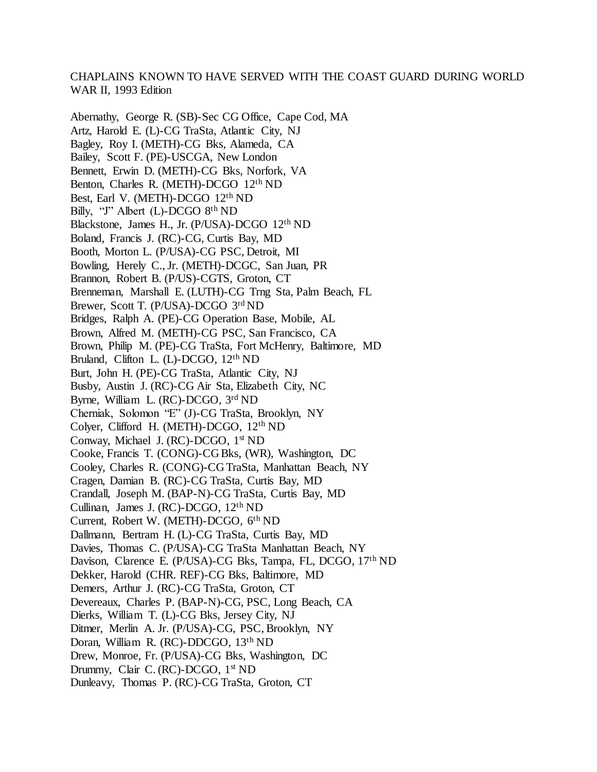CHAPLAINS KNOWN TO HAVE SERVED WITH THE COAST GUARD DURING WORLD WAR II, 1993 Edition

Abernathy, George R. (SB)-Sec CG Office, Cape Cod, MA
Artz, Harold E. (L)-CG TraSta, Atlantic City, NJ
Bagley, Roy I. (METH)-CG Bks, Alameda, CA
Bailey, Scott F. (PE)-USCGA, New London
Bennett, Erwin D. (METH)-CG Bks, Norfork, VA
Benton, Charles R. (METH)-DCGO 12th ND
Best, Earl V. (METH)-DCGO 12th ND
Billy, "J" Albert (L)-DCGO 8th ND
Blackstone, James H., Jr. (P/USA)-DCGO 12th ND
Boland, Francis J. (RC)-CG, Curtis Bay, MD
Booth, Morton L. (P/USA)-CG PSC, Detroit, MI
Bowling, Herely C., Jr. (METH)-DCGC, San Juan, PR
Brannon, Robert B. (P/US)-CGTS, Groton, CT
Brenneman, Marshall E. (LUTH)-CG Trng Sta, Palm Beach, FL
Brewer, Scott T. (P/USA)-DCGO 3rd ND
Bridges, Ralph A. (PE)-CG Operation Base, Mobile, AL
Brown, Alfred M. (METH)-CG PSC, San Francisco, CA
Brown, Philip M. (PE)-CG TraSta, Fort McHenry, Baltimore, MD
Bruland, Clifton L. (L)-DCGO, 12th ND
Burt, John H. (PE)-CG TraSta, Atlantic City, NJ
Busby, Austin J. (RC)-CG Air Sta, Elizabeth City, NC
Byrne, William L. (RC)-DCGO, 3rd ND
Cherniak, Solomon "E" (J)-CG TraSta, Brooklyn, NY
Colyer, Clifford H. (METH)-DCGO, 12th ND
Conway, Michael J. (RC)-DCGO, 1st ND
Cooke, Francis T. (CONG)-CG Bks, (WR), Washington, DC
Cooley, Charles R. (CONG)-CG TraSta, Manhattan Beach, NY
Cragen, Damian B. (RC)-CG TraSta, Curtis Bay, MD
Crandall, Joseph M. (BAP-N)-CG TraSta, Curtis Bay, MD
Cullinan, James J. (RC)-DCGO, 12th ND
Current, Robert W. (METH)-DCGO, 6th ND
Dallmann, Bertram H. (L)-CG TraSta, Curtis Bay, MD
Davies, Thomas C. (P/USA)-CG TraSta Manhattan Beach, NY
Davison, Clarence E. (P/USA)-CG Bks, Tampa, FL, DCGO, 17th ND
Dekker, Harold (CHR. REF)-CG Bks, Baltimore, MD
Demers, Arthur J. (RC)-CG TraSta, Groton, CT
Devereaux, Charles P. (BAP-N)-CG, PSC, Long Beach, CA
Dierks, William T. (L)-CG Bks, Jersey City, NJ
Ditmer, Merlin A. Jr. (P/USA)-CG, PSC, Brooklyn, NY
Doran, William R. (RC)-DDCGO, 13th ND
Drew, Monroe, Fr. (P/USA)-CG Bks, Washington, DC
Drummy, Clair C. (RC)-DCGO, 1st ND
Dunleavy, Thomas P. (RC)-CG TraSta, Groton, CT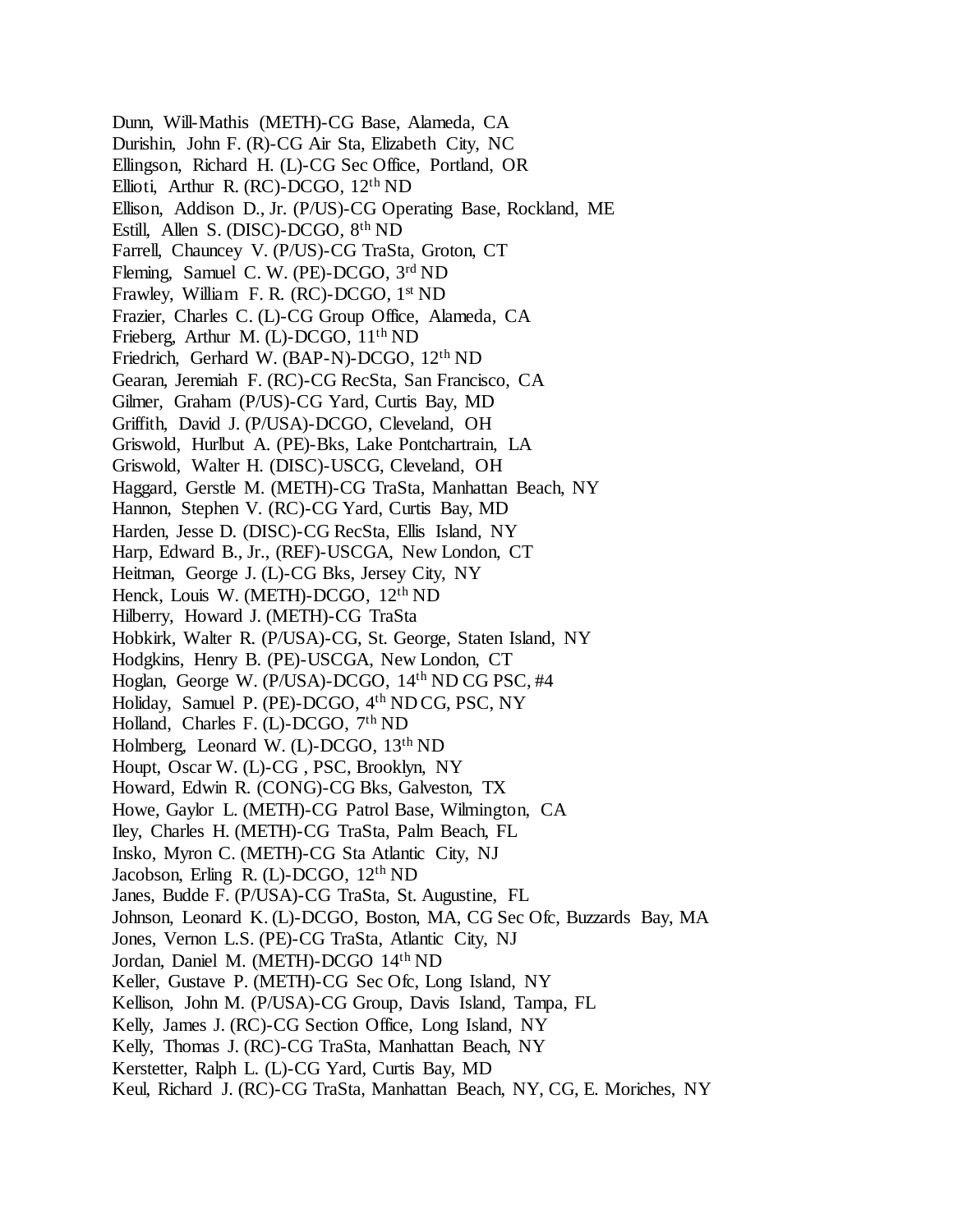Dunn, Will-Mathis (METH)-CG Base, Alameda, CA
Durishin, John F. (R)-CG Air Sta, Elizabeth City, NC
Ellingson, Richard H. (L)-CG Sec Office, Portland, OR
Ellioti, Arthur R. (RC)-DCGO, 12th ND
Ellison, Addison D., Jr. (P/US)-CG Operating Base, Rockland, ME
Estill, Allen S. (DISC)-DCGO, 8th ND
Farrell, Chauncey V. (P/US)-CG TraSta, Groton, CT
Fleming, Samuel C. W. (PE)-DCGO, 3rd ND
Frawley, William F. R. (RC)-DCGO, 1st ND
Frazier, Charles C. (L)-CG Group Office, Alameda, CA
Frieberg, Arthur M. (L)-DCGO, 11th ND
Friedrich, Gerhard W. (BAP-N)-DCGO, 12th ND
Gearan, Jeremiah F. (RC)-CG RecSta, San Francisco, CA
Gilmer, Graham (P/US)-CG Yard, Curtis Bay, MD
Griffith, David J. (P/USA)-DCGO, Cleveland, OH
Griswold, Hurlbut A. (PE)-Bks, Lake Pontchartrain, LA
Griswold, Walter H. (DISC)-USCG, Cleveland, OH
Haggard, Gerstle M. (METH)-CG TraSta, Manhattan Beach, NY
Hannon, Stephen V. (RC)-CG Yard, Curtis Bay, MD
Harden, Jesse D. (DISC)-CG RecSta, Ellis Island, NY
Harp, Edward B., Jr., (REF)-USCGA, New London, CT
Heitman, George J. (L)-CG Bks, Jersey City, NY
Henck, Louis W. (METH)-DCGO, 12th ND
Hilberry, Howard J. (METH)-CG TraSta
Hobkirk, Walter R. (P/USA)-CG, St. George, Staten Island, NY
Hodgkins, Henry B. (PE)-USCGA, New London, CT
Hoglan, George W. (P/USA)-DCGO, 14th ND CG PSC, #4
Holiday, Samuel P. (PE)-DCGO, 4th ND CG, PSC, NY
Holland, Charles F. (L)-DCGO, 7th ND
Holmberg, Leonard W. (L)-DCGO, 13th ND
Houpt, Oscar W. (L)-CG , PSC, Brooklyn, NY
Howard, Edwin R. (CONG)-CG Bks, Galveston, TX
Howe, Gaylor L. (METH)-CG Patrol Base, Wilmington, CA
Iley, Charles H. (METH)-CG TraSta, Palm Beach, FL
Insko, Myron C. (METH)-CG Sta Atlantic City, NJ
Jacobson, Erling R. (L)-DCGO, 12th ND
Janes, Budde F. (P/USA)-CG TraSta, St. Augustine, FL
Johnson, Leonard K. (L)-DCGO, Boston, MA, CG Sec Ofc, Buzzards Bay, MA
Jones, Vernon L.S. (PE)-CG TraSta, Atlantic City, NJ
Jordan, Daniel M. (METH)-DCGO 14th ND
Keller, Gustave P. (METH)-CG Sec Ofc, Long Island, NY
Kellison, John M. (P/USA)-CG Group, Davis Island, Tampa, FL
Kelly, James J. (RC)-CG Section Office, Long Island, NY
Kelly, Thomas J. (RC)-CG TraSta, Manhattan Beach, NY
Kerstetter, Ralph L. (L)-CG Yard, Curtis Bay, MD
Keul, Richard J. (RC)-CG TraSta, Manhattan Beach, NY, CG, E. Moriches, NY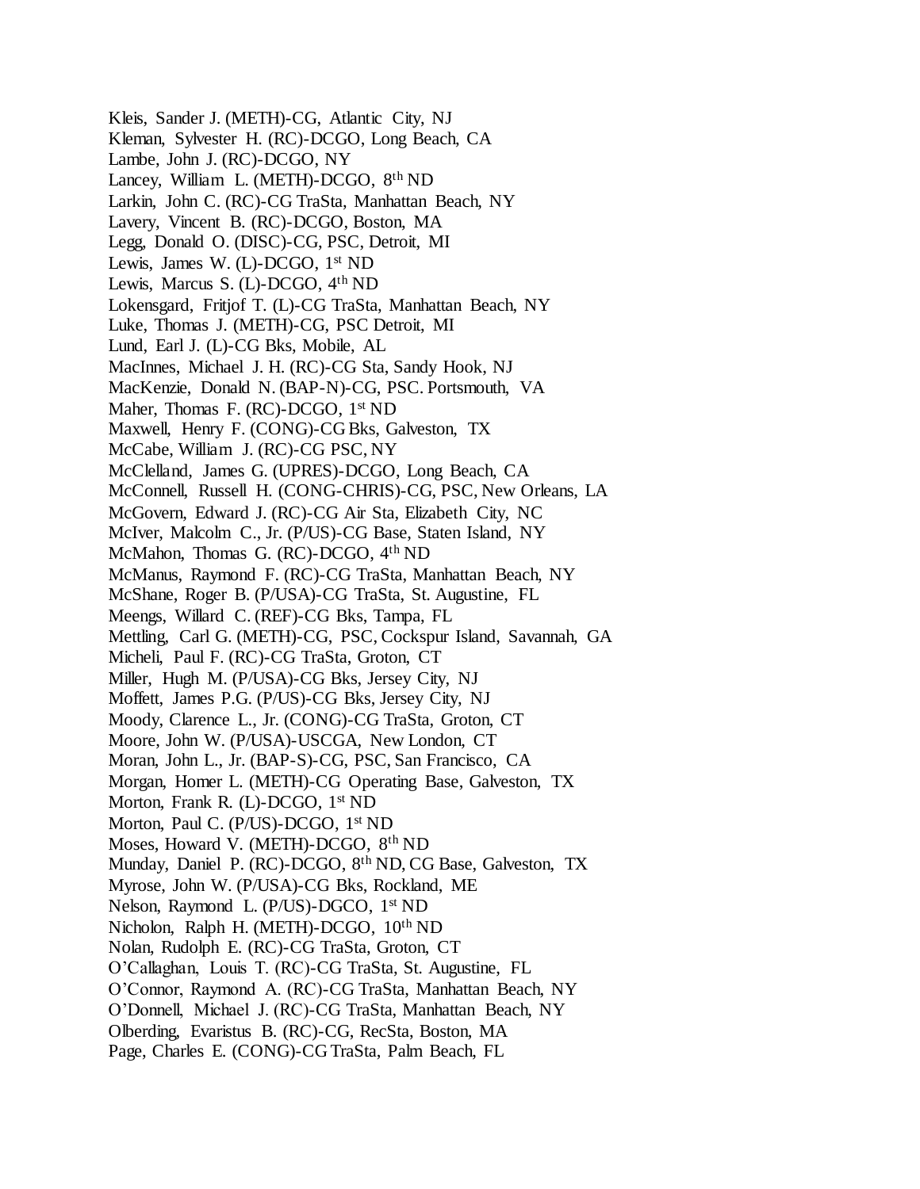Kleis, Sander J. (METH)-CG, Atlantic City, NJ
Kleman, Sylvester H. (RC)-DCGO, Long Beach, CA
Lambe, John J. (RC)-DCGO, NY
Lancey, William L. (METH)-DCGO, 8th ND
Larkin, John C. (RC)-CG TraSta, Manhattan Beach, NY
Lavery, Vincent B. (RC)-DCGO, Boston, MA
Legg, Donald O. (DISC)-CG, PSC, Detroit, MI
Lewis, James W. (L)-DCGO, 1st ND
Lewis, Marcus S. (L)-DCGO, 4th ND
Lokensgard, Fritjof T. (L)-CG TraSta, Manhattan Beach, NY
Luke, Thomas J. (METH)-CG, PSC Detroit, MI
Lund, Earl J. (L)-CG Bks, Mobile, AL
MacInnes, Michael J. H. (RC)-CG Sta, Sandy Hook, NJ
MacKenzie, Donald N. (BAP-N)-CG, PSC. Portsmouth, VA
Maher, Thomas F. (RC)-DCGO, 1st ND
Maxwell, Henry F. (CONG)-CG Bks, Galveston, TX
McCabe, William J. (RC)-CG PSC, NY
McClelland, James G. (UPRES)-DCGO, Long Beach, CA
McConnell, Russell H. (CONG-CHRIS)-CG, PSC, New Orleans, LA
McGovern, Edward J. (RC)-CG Air Sta, Elizabeth City, NC
McIver, Malcolm C., Jr. (P/US)-CG Base, Staten Island, NY
McMahon, Thomas G. (RC)-DCGO, 4th ND
McManus, Raymond F. (RC)-CG TraSta, Manhattan Beach, NY
McShane, Roger B. (P/USA)-CG TraSta, St. Augustine, FL
Meengs, Willard C. (REF)-CG Bks, Tampa, FL
Mettling, Carl G. (METH)-CG, PSC, Cockspur Island, Savannah, GA
Micheli, Paul F. (RC)-CG TraSta, Groton, CT
Miller, Hugh M. (P/USA)-CG Bks, Jersey City, NJ
Moffett, James P.G. (P/US)-CG Bks, Jersey City, NJ
Moody, Clarence L., Jr. (CONG)-CG TraSta, Groton, CT
Moore, John W. (P/USA)-USCGA, New London, CT
Moran, John L., Jr. (BAP-S)-CG, PSC, San Francisco, CA
Morgan, Homer L. (METH)-CG Operating Base, Galveston, TX
Morton, Frank R. (L)-DCGO, 1st ND
Morton, Paul C. (P/US)-DCGO, 1st ND
Moses, Howard V. (METH)-DCGO, 8th ND
Munday, Daniel P. (RC)-DCGO, 8th ND, CG Base, Galveston, TX
Myrose, John W. (P/USA)-CG Bks, Rockland, ME
Nelson, Raymond L. (P/US)-DGCO, 1st ND
Nicholon, Ralph H. (METH)-DCGO, 10th ND
Nolan, Rudolph E. (RC)-CG TraSta, Groton, CT
O'Callaghan, Louis T. (RC)-CG TraSta, St. Augustine, FL
O'Connor, Raymond A. (RC)-CG TraSta, Manhattan Beach, NY
O'Donnell, Michael J. (RC)-CG TraSta, Manhattan Beach, NY
Olberding, Evaristus B. (RC)-CG, RecSta, Boston, MA
Page, Charles E. (CONG)-CG TraSta, Palm Beach, FL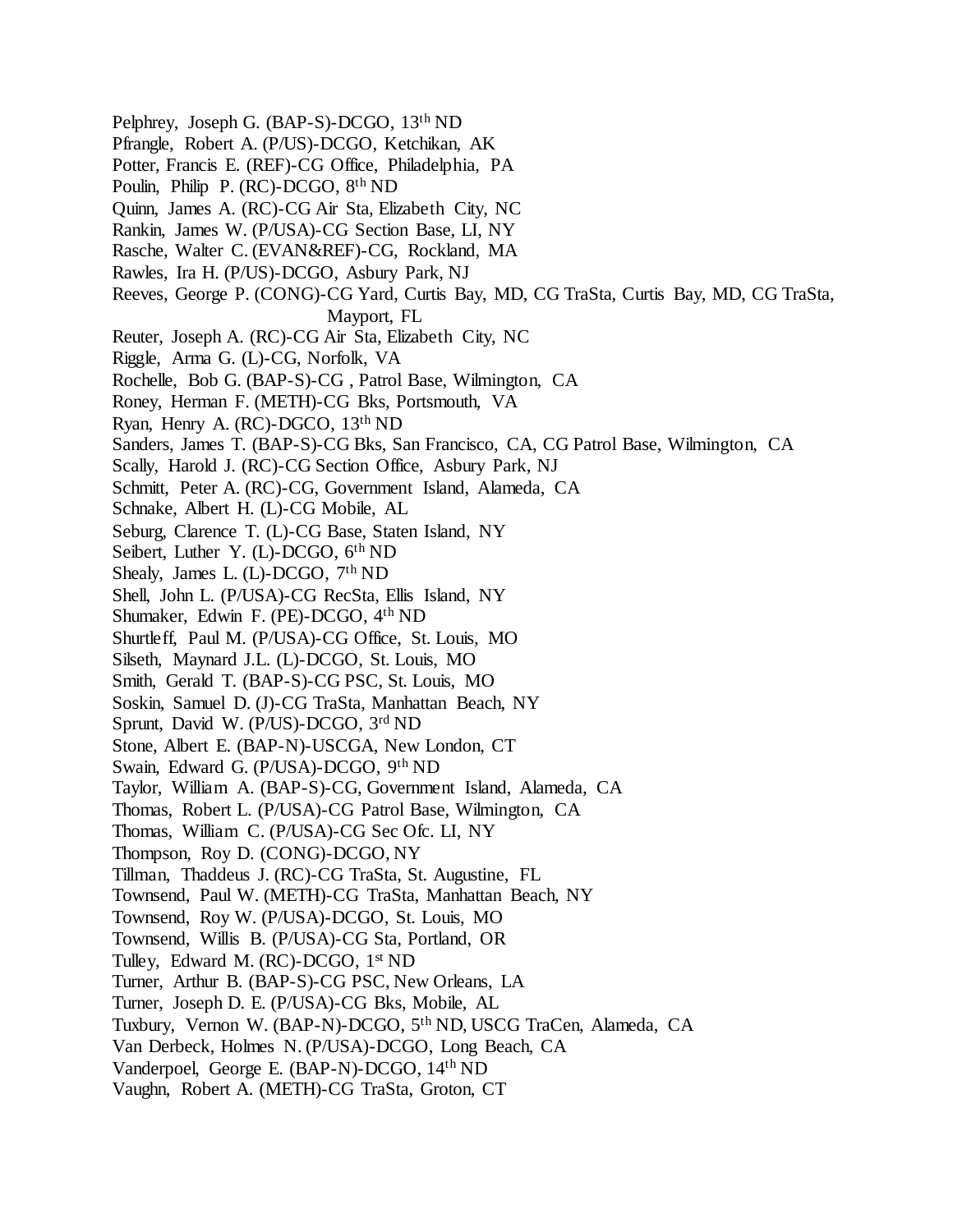Pelphrey, Joseph G. (BAP-S)-DCGO, 13th ND
Pfrangle, Robert A. (P/US)-DCGO, Ketchikan, AK
Potter, Francis E. (REF)-CG Office, Philadelphia, PA
Poulin, Philip P. (RC)-DCGO, 8th ND
Quinn, James A. (RC)-CG Air Sta, Elizabeth City, NC
Rankin, James W. (P/USA)-CG Section Base, LI, NY
Rasche, Walter C. (EVAN&REF)-CG, Rockland, MA
Rawles, Ira H. (P/US)-DCGO, Asbury Park, NJ
Reeves, George P. (CONG)-CG Yard, Curtis Bay, MD, CG TraSta, Curtis Bay, MD, CG TraSta, Mayport, FL
Reuter, Joseph A. (RC)-CG Air Sta, Elizabeth City, NC
Riggle, Arma G. (L)-CG, Norfolk, VA
Rochelle, Bob G. (BAP-S)-CG , Patrol Base, Wilmington, CA
Roney, Herman F. (METH)-CG Bks, Portsmouth, VA
Ryan, Henry A. (RC)-DGCO, 13th ND
Sanders, James T. (BAP-S)-CG Bks, San Francisco, CA, CG Patrol Base, Wilmington, CA
Scally, Harold J. (RC)-CG Section Office, Asbury Park, NJ
Schmitt, Peter A. (RC)-CG, Government Island, Alameda, CA
Schnake, Albert H. (L)-CG Mobile, AL
Seburg, Clarence T. (L)-CG Base, Staten Island, NY
Seibert, Luther Y. (L)-DCGO, 6th ND
Shealy, James L. (L)-DCGO, 7th ND
Shell, John L. (P/USA)-CG RecSta, Ellis Island, NY
Shumaker, Edwin F. (PE)-DCGO, 4th ND
Shurtleff, Paul M. (P/USA)-CG Office, St. Louis, MO
Silseth, Maynard J.L. (L)-DCGO, St. Louis, MO
Smith, Gerald T. (BAP-S)-CG PSC, St. Louis, MO
Soskin, Samuel D. (J)-CG TraSta, Manhattan Beach, NY
Sprunt, David W. (P/US)-DCGO, 3rd ND
Stone, Albert E. (BAP-N)-USCGA, New London, CT
Swain, Edward G. (P/USA)-DCGO, 9th ND
Taylor, William A. (BAP-S)-CG, Government Island, Alameda, CA
Thomas, Robert L. (P/USA)-CG Patrol Base, Wilmington, CA
Thomas, William C. (P/USA)-CG Sec Ofc. LI, NY
Thompson, Roy D. (CONG)-DCGO, NY
Tillman, Thaddeus J. (RC)-CG TraSta, St. Augustine, FL
Townsend, Paul W. (METH)-CG TraSta, Manhattan Beach, NY
Townsend, Roy W. (P/USA)-DCGO, St. Louis, MO
Townsend, Willis B. (P/USA)-CG Sta, Portland, OR
Tulley, Edward M. (RC)-DCGO, 1st ND
Turner, Arthur B. (BAP-S)-CG PSC, New Orleans, LA
Turner, Joseph D. E. (P/USA)-CG Bks, Mobile, AL
Tuxbury, Vernon W. (BAP-N)-DCGO, 5th ND, USCG TraCen, Alameda, CA
Van Derbeck, Holmes N. (P/USA)-DCGO, Long Beach, CA
Vanderpoel, George E. (BAP-N)-DCGO, 14th ND
Vaughn, Robert A. (METH)-CG TraSta, Groton, CT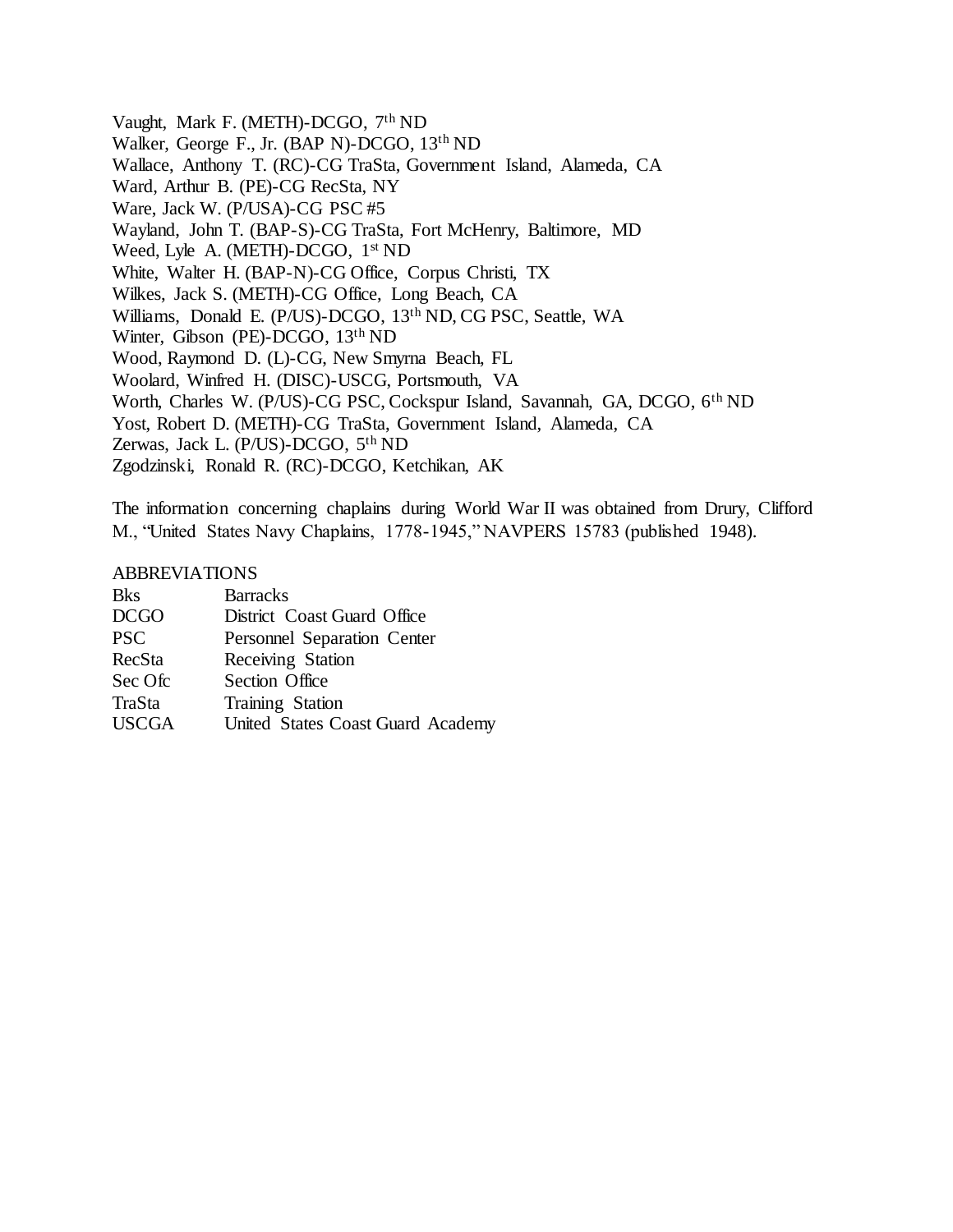Vaught, Mark F. (METH)-DCGO, 7th ND
Walker, George F., Jr. (BAP N)-DCGO, 13th ND
Wallace, Anthony T. (RC)-CG TraSta, Government Island, Alameda, CA
Ward, Arthur B. (PE)-CG RecSta, NY
Ware, Jack W. (P/USA)-CG PSC #5
Wayland, John T. (BAP-S)-CG TraSta, Fort McHenry, Baltimore, MD
Weed, Lyle A. (METH)-DCGO, 1st ND
White, Walter H. (BAP-N)-CG Office, Corpus Christi, TX
Wilkes, Jack S. (METH)-CG Office, Long Beach, CA
Williams, Donald E. (P/US)-DCGO, 13th ND, CG PSC, Seattle, WA
Winter, Gibson (PE)-DCGO, 13th ND
Wood, Raymond D. (L)-CG, New Smyrna Beach, FL
Woolard, Winfred H. (DISC)-USCG, Portsmouth, VA
Worth, Charles W. (P/US)-CG PSC, Cockspur Island, Savannah, GA, DCGO, 6th ND
Yost, Robert D. (METH)-CG TraSta, Government Island, Alameda, CA
Zerwas, Jack L. (P/US)-DCGO, 5th ND
Zgodzinski, Ronald R. (RC)-DCGO, Ketchikan, AK

The information concerning chaplains during World War II was obtained from Drury, Clifford M., "United States Navy Chaplains, 1778-1945," NAVPERS 15783 (published 1948).

ABBREVIATIONS

| | |
|---|---|
| Bks | Barracks |
| DCGO | District Coast Guard Office |
| PSC | Personnel Separation Center |
| RecSta | Receiving Station |
| Sec Ofc | Section Office |
| TraSta | Training Station |
| USCGA | United States Coast Guard Academy |